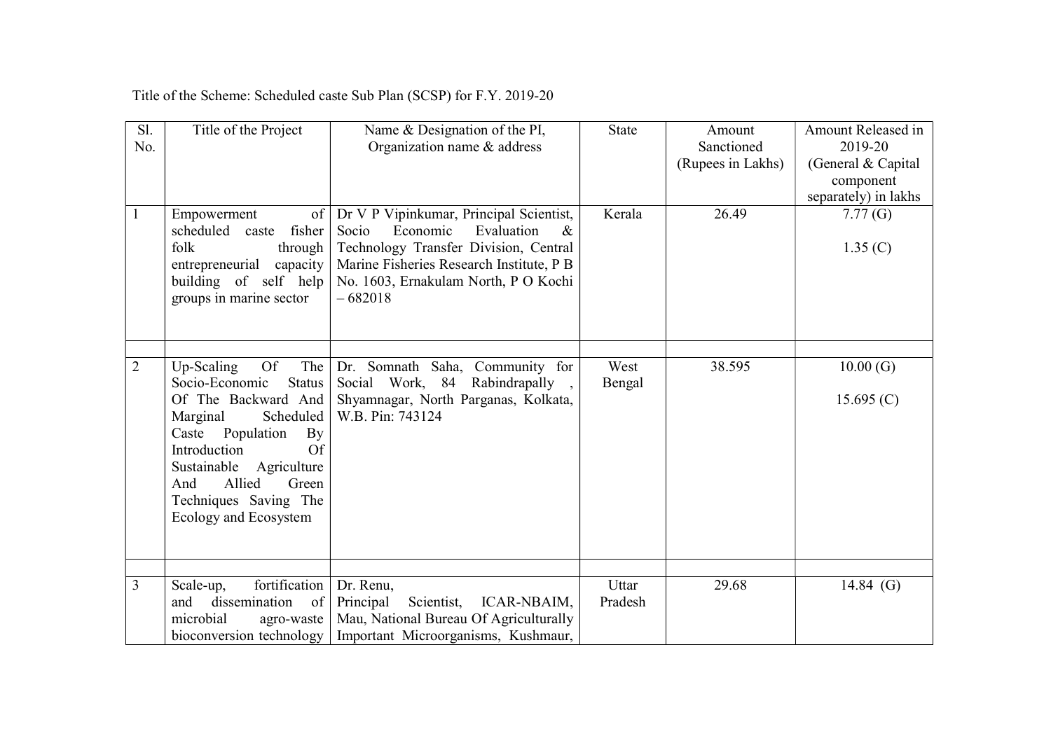Title of the Scheme: Scheduled caste Sub Plan (SCSP) for F.Y. 2019-20

| Sl. No. | Title of the Project | Name & Designation of the PI, Organization name & address | State | Amount Sanctioned (Rupees in Lakhs) | Amount Released in 2019-20 (General & Capital component separately) in lakhs |
|---|---|---|---|---|---|
| 1 | Empowerment of scheduled caste fisher folk through entrepreneurial capacity building of self help groups in marine sector | Dr V P Vipinkumar, Principal Scientist, Socio Economic Evaluation & Technology Transfer Division, Central Marine Fisheries Research Institute, P B No. 1603, Ernakulam North, P O Kochi – 682018 | Kerala | 26.49 | 7.77 (G)<br><br>1.35 (C) |
| | | | | | |
| 2 | Up-Scaling Of The Socio-Economic Status Of The Backward And Marginal Scheduled Caste Population By Introduction Of Sustainable Agriculture And Allied Green Techniques Saving The Ecology and Ecosystem | Dr. Somnath Saha, Community for Social Work, 84 Rabindrapally , Shyamnagar, North Parganas, Kolkata, W.B. Pin: 743124 | West Bengal | 38.595 | 10.00 (G)<br><br>15.695 (C) |
| | | | | | |
| 3 | Scale-up, fortification and dissemination of microbial agro-waste bioconversion technology | Dr. Renu, Principal Scientist, ICAR-NBAIM, Mau, National Bureau Of Agriculturally Important Microorganisms, Kushmaur, | Uttar Pradesh | 29.68 | 14.84 (G) |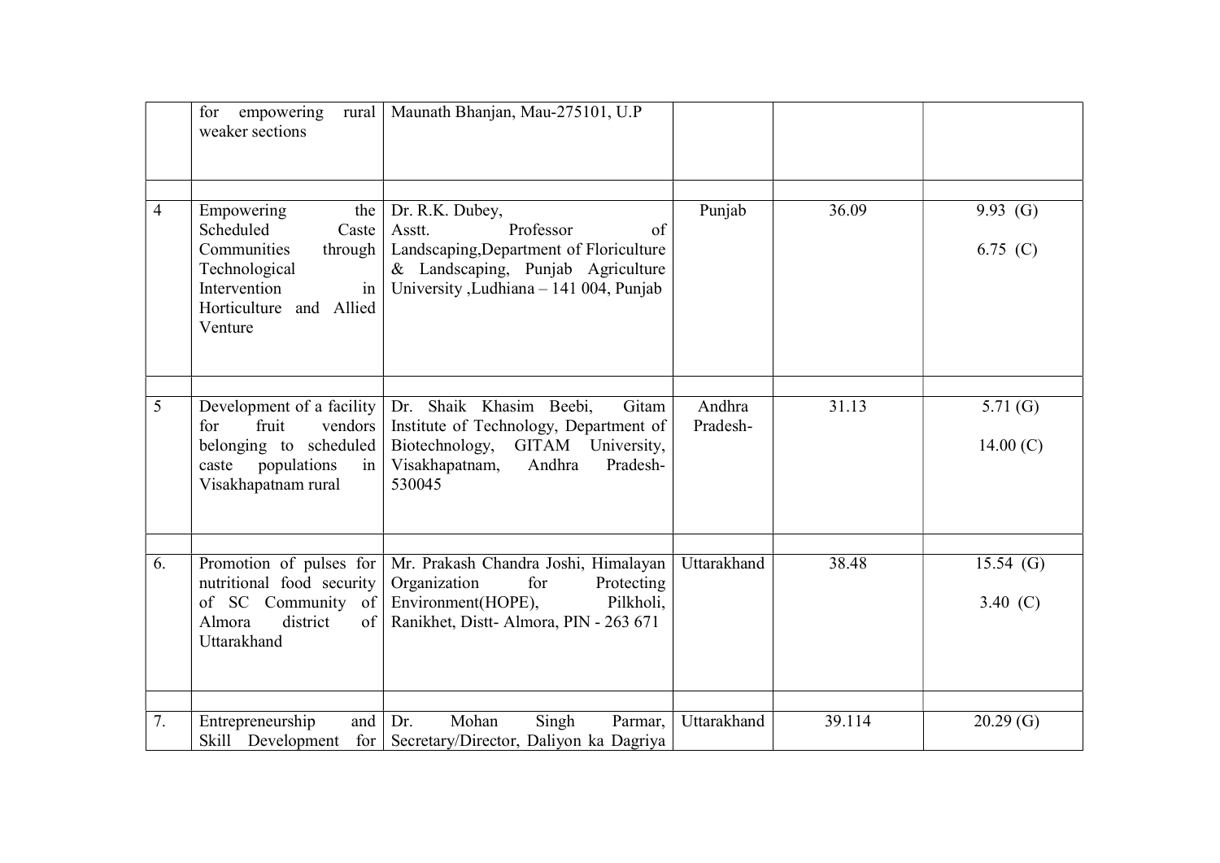| | | | | | |
|---|---|---|---|---|---|
| | for empowering rural weaker sections | Maunath Bhanjan, Mau-275101, U.P | | | |
| | | | | | |
| 4 | Empowering the Scheduled Caste Communities through Technological Intervention in Horticulture and Allied Venture | Dr. R.K. Dubey, Asstt. Professor of Landscaping,Department of Floriculture & Landscaping, Punjab Agriculture University ,Ludhiana – 141 004, Punjab | Punjab | 36.09 | 9.93 (G)<br><br>6.75 (C) |
| | | | | | |
| 5 | Development of a facility for fruit vendors belonging to scheduled caste populations in Visakhapatnam rural | Dr. Shaik Khasim Beebi, Gitam Institute of Technology, Department of Biotechnology, GITAM University, Visakhapatnam, Andhra Pradesh-530045 | Andhra Pradesh- | 31.13 | 5.71 (G)<br><br>14.00 (C) |
| | | | | | |
| 6. | Promotion of pulses for nutritional food security of SC Community of Almora district of Uttarakhand | Mr. Prakash Chandra Joshi, Himalayan Organization for Protecting Environment(HOPE), Pilkholi, Ranikhet, Distt- Almora, PIN - 263 671 | Uttarakhand | 38.48 | 15.54 (G)<br><br>3.40 (C) |
| | | | | | |
| 7. | Entrepreneurship and Skill Development for | Dr. Mohan Singh Parmar, Secretary/Director, Daliyon ka Dagriya | Uttarakhand | 39.114 | 20.29 (G) |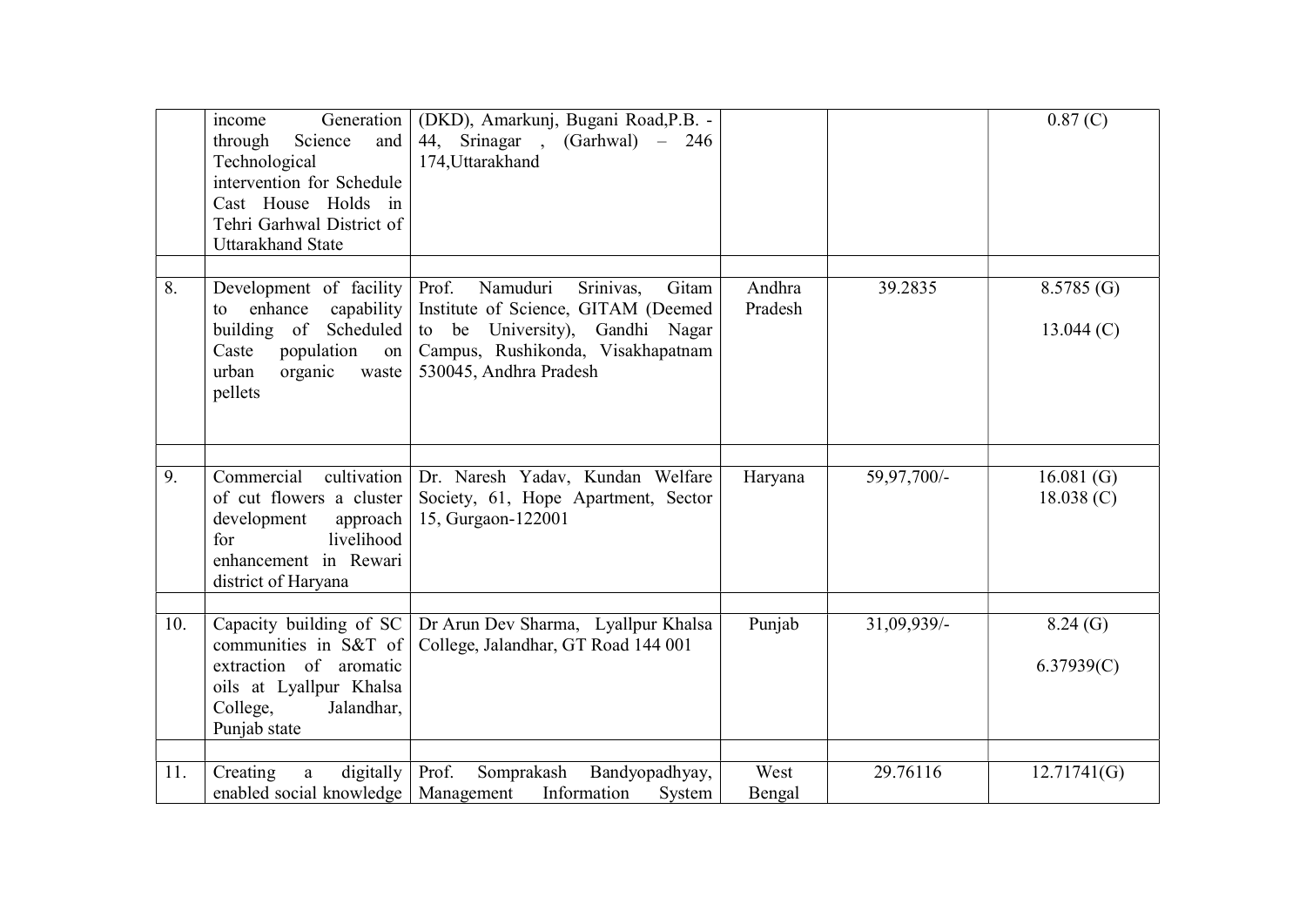| | | | | | |
|---|---|---|---|---|---|
| | income Generation through Science and Technological intervention for Schedule Cast House Holds in Tehri Garhwal District of Uttarakhand State | (DKD), Amarkunj, Bugani Road,P.B. - 44, Srinagar , (Garhwal) – 246 174,Uttarakhand | | | 0.87 (C) |
| | | | | | |
| 8. | Development of facility to enhance capability building of Scheduled Caste population on urban organic waste pellets | Prof. Namuduri Srinivas, Gitam Institute of Science, GITAM (Deemed to be University), Gandhi Nagar Campus, Rushikonda, Visakhapatnam 530045, Andhra Pradesh | Andhra Pradesh | 39.2835 | 8.5785 (G)<br><br>13.044 (C) |
| | | | | | |
| 9. | Commercial cultivation of cut flowers a cluster development approach for livelihood enhancement in Rewari district of Haryana | Dr. Naresh Yadav, Kundan Welfare Society, 61, Hope Apartment, Sector 15, Gurgaon-122001 | Haryana | 59,97,700/- | 16.081 (G)<br>18.038 (C) |
| | | | | | |
| 10. | Capacity building of SC communities in S&T of extraction of aromatic oils at Lyallpur Khalsa College, Jalandhar, Punjab state | Dr Arun Dev Sharma, Lyallpur Khalsa College, Jalandhar, GT Road 144 001 | Punjab | 31,09,939/- | 8.24 (G)<br><br>6.37939(C) |
| | | | | | |
| 11. | Creating a digitally enabled social knowledge | Prof. Somprakash Bandyopadhyay, Management Information System | West Bengal | 29.76116 | 12.71741(G) |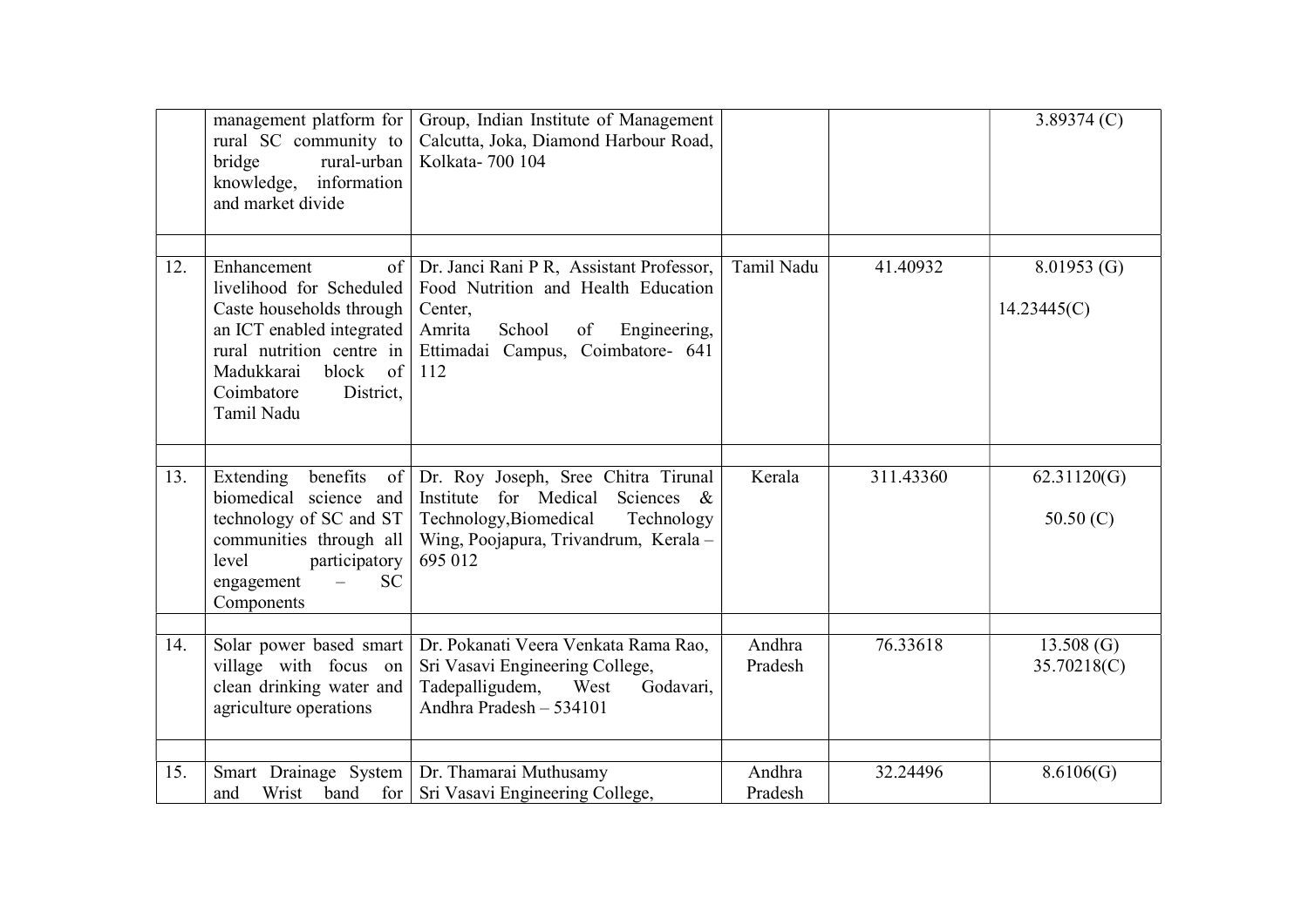|  |  |  |  |  |  |
| --- | --- | --- | --- | --- | --- |
|  | management platform for rural SC community to bridge rural-urban knowledge, information and market divide | Group, Indian Institute of Management Calcutta, Joka, Diamond Harbour Road, Kolkata- 700 104 |  |  | 3.89374 (C) |
|  |  |  |  |  |  |
| 12. | Enhancement of livelihood for Scheduled Caste households through an ICT enabled integrated rural nutrition centre in Madukkarai block of Coimbatore District, Tamil Nadu | Dr. Janci Rani P R, Assistant Professor, Food Nutrition and Health Education Center, Amrita School of Engineering, Ettimadai Campus, Coimbatore- 641 112 | Tamil Nadu | 41.40932 | 8.01953 (G) 14.23445(C) |
|  |  |  |  |  |  |
| 13. | Extending benefits of biomedical science and technology of SC and ST communities through all level participatory engagement – SC Components | Dr. Roy Joseph, Sree Chitra Tirunal Institute for Medical Sciences & Technology,Biomedical Technology Wing, Poojapura, Trivandrum, Kerala – 695 012 | Kerala | 311.43360 | 62.31120(G) 50.50 (C) |
|  |  |  |  |  |  |
| 14. | Solar power based smart village with focus on clean drinking water and agriculture operations | Dr. Pokanati Veera Venkata Rama Rao, Sri Vasavi Engineering College, Tadepalligudem, West Godavari, Andhra Pradesh – 534101 | Andhra Pradesh | 76.33618 | 13.508 (G) 35.70218(C) |
|  |  |  |  |  |  |
| 15. | Smart Drainage System and Wrist band for | Dr. Thamarai Muthusamy Sri Vasavi Engineering College, | Andhra Pradesh | 32.24496 | 8.6106(G) |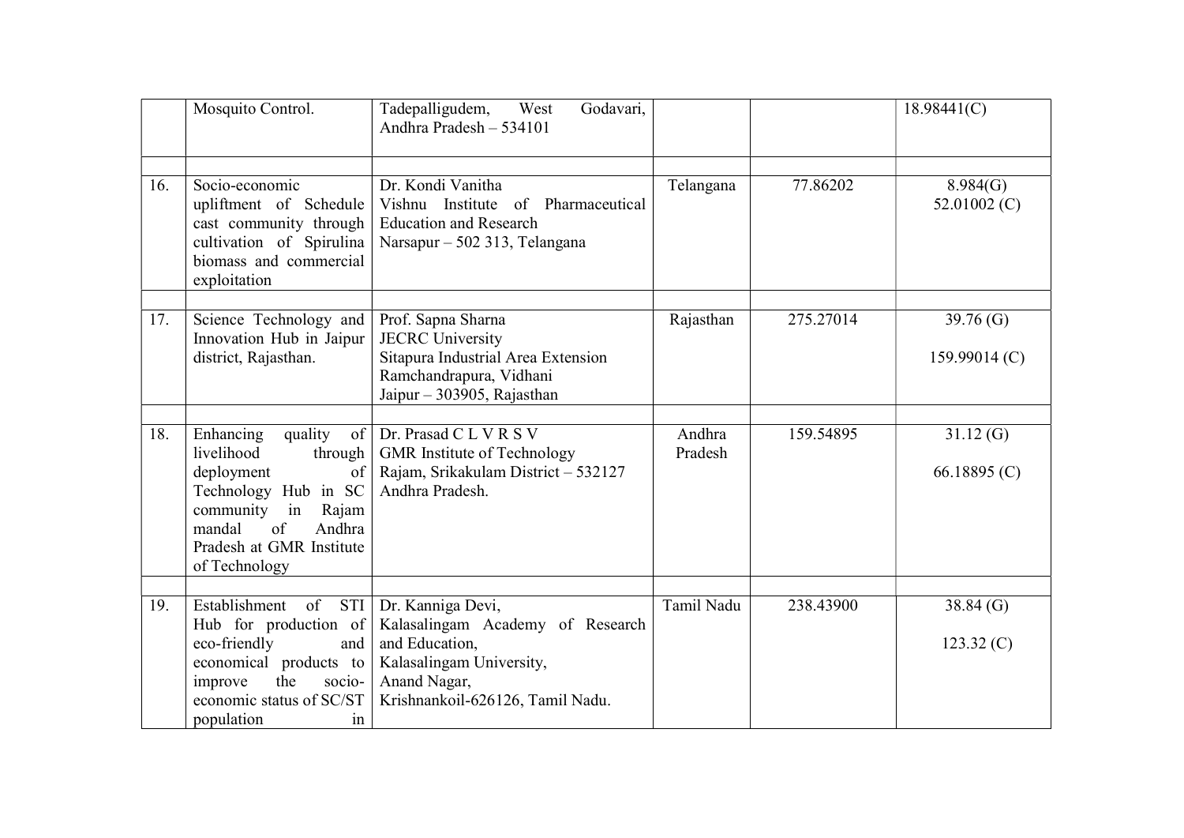|  |  |  |  |  |  |
|---|---|---|---|---|---|
|  | Mosquito Control. | Tadepalligudem, West Godavari, Andhra Pradesh – 534101 |  |  | 18.98441(C) |
|  |  |  |  |  |  |
| 16. | Socio-economic upliftment of Schedule cast community through cultivation of Spirulina biomass and commercial exploitation | Dr. Kondi Vanitha<br>Vishnu Institute of Pharmaceutical Education and Research<br>Narsapur – 502 313, Telangana | Telangana | 77.86202 | 8.984(G)<br>52.01002 (C) |
|  |  |  |  |  |  |
| 17. | Science Technology and Innovation Hub in Jaipur district, Rajasthan. | Prof. Sapna Sharna<br>JECRC University<br>Sitapura Industrial Area Extension<br>Ramchandrapura, Vidhani<br>Jaipur – 303905, Rajasthan | Rajasthan | 275.27014 | 39.76 (G)<br>159.99014 (C) |
|  |  |  |  |  |  |
| 18. | Enhancing quality of livelihood through deployment of Technology Hub in SC community in Rajam mandal of Andhra Pradesh at GMR Institute of Technology | Dr. Prasad C L V R S V<br>GMR Institute of Technology<br>Rajam, Srikakulam District – 532127<br>Andhra Pradesh. | Andhra Pradesh | 159.54895 | 31.12 (G)<br>66.18895 (C) |
|  |  |  |  |  |  |
| 19. | Establishment of STI Hub for production of eco-friendly and economical products to improve the socio-economic status of SC/ST population in | Dr. Kanniga Devi,<br>Kalasalingam Academy of Research and Education,<br>Kalasalingam University,<br>Anand Nagar,<br>Krishnankoil-626126, Tamil Nadu. | Tamil Nadu | 238.43900 | 38.84 (G)<br>123.32 (C) |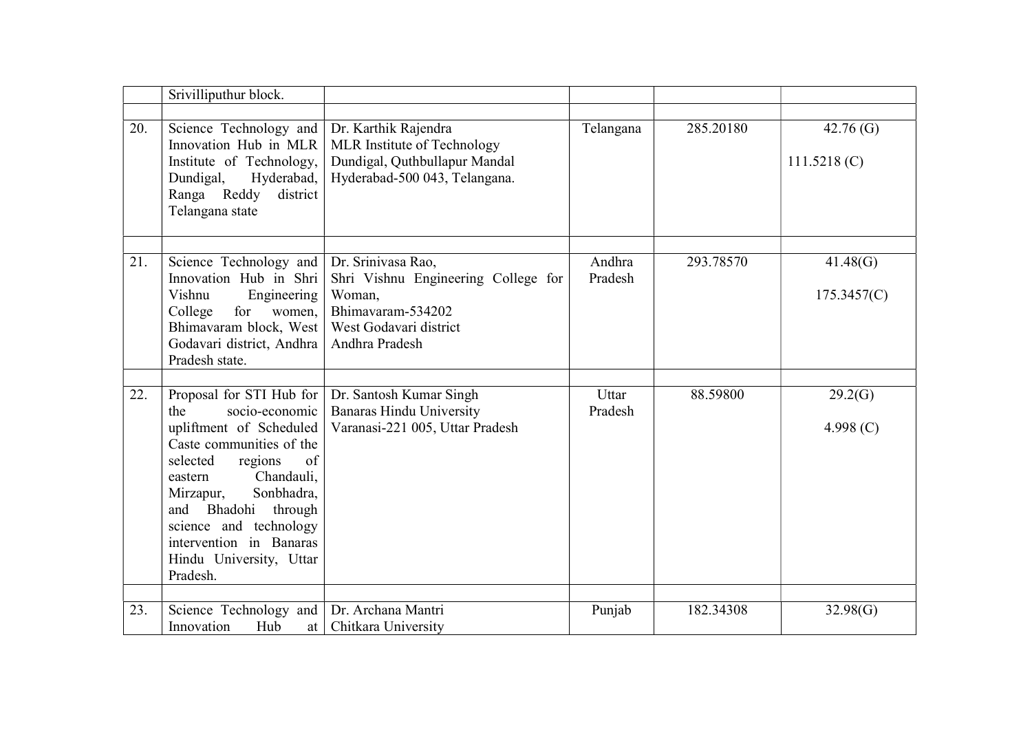| | | | | | |
|---|---|---|---|---|---|
| | Srivilliputhur block. | | | | |
| | | | | | |
| 20. | Science Technology and Innovation Hub in MLR Institute of Technology, Dundigal, Hyderabad, Ranga Reddy district Telangana state | Dr. Karthik Rajendra<br>MLR Institute of Technology<br>Dundigal, Quthbullapur Mandal<br>Hyderabad-500 043, Telangana. | Telangana | 285.20180 | 42.76 (G)<br><br>111.5218 (C) |
| | | | | | |
| 21. | Science Technology and Innovation Hub in Shri Vishnu Engineering College for women, Bhimavaram block, West Godavari district, Andhra Pradesh state. | Dr. Srinivasa Rao,<br>Shri Vishnu Engineering College for Woman,<br>Bhimavaram-534202<br>West Godavari district<br>Andhra Pradesh | Andhra Pradesh | 293.78570 | 41.48(G)<br><br>175.3457(C) |
| | | | | | |
| 22. | Proposal for STI Hub for the socio-economic upliftment of Scheduled Caste communities of the selected regions of eastern Chandauli, Mirzapur, Sonbhadra, and Bhadohi through science and technology intervention in Banaras Hindu University, Uttar Pradesh. | Dr. Santosh Kumar Singh<br>Banaras Hindu University<br>Varanasi-221 005, Uttar Pradesh | Uttar Pradesh | 88.59800 | 29.2(G)<br><br>4.998 (C) |
| | | | | | |
| 23. | Science Technology and Innovation Hub at | Dr. Archana Mantri<br>Chitkara University | Punjab | 182.34308 | 32.98(G) |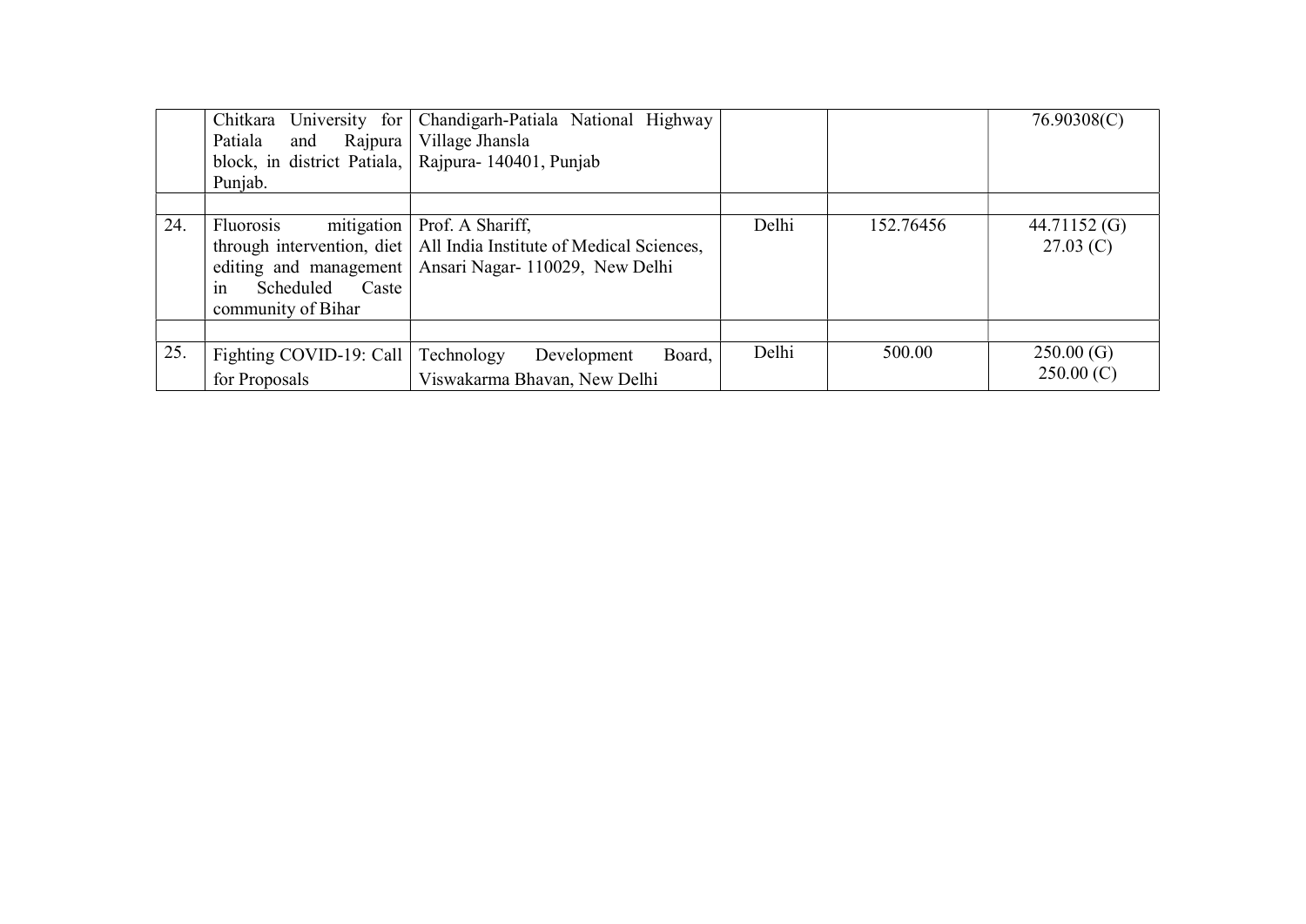| | | | | | |
|---|---|---|---|---|---|
| | Chitkara University for Patiala and Rajpura block, in district Patiala, Punjab. | Chandigarh-Patiala National Highway Village Jhansla Rajpura- 140401, Punjab | | | 76.90308(C) |
| | | | | | |
| 24. | Fluorosis mitigation through intervention, diet editing and management in Scheduled Caste community of Bihar | Prof. A Shariff, All India Institute of Medical Sciences, Ansari Nagar- 110029, New Delhi | Delhi | 152.76456 | 44.71152 (G) 27.03 (C) |
| | | | | | |
| 25. | Fighting COVID-19: Call for Proposals | Technology Development Board, Viswakarma Bhavan, New Delhi | Delhi | 500.00 | 250.00 (G) 250.00 (C) |